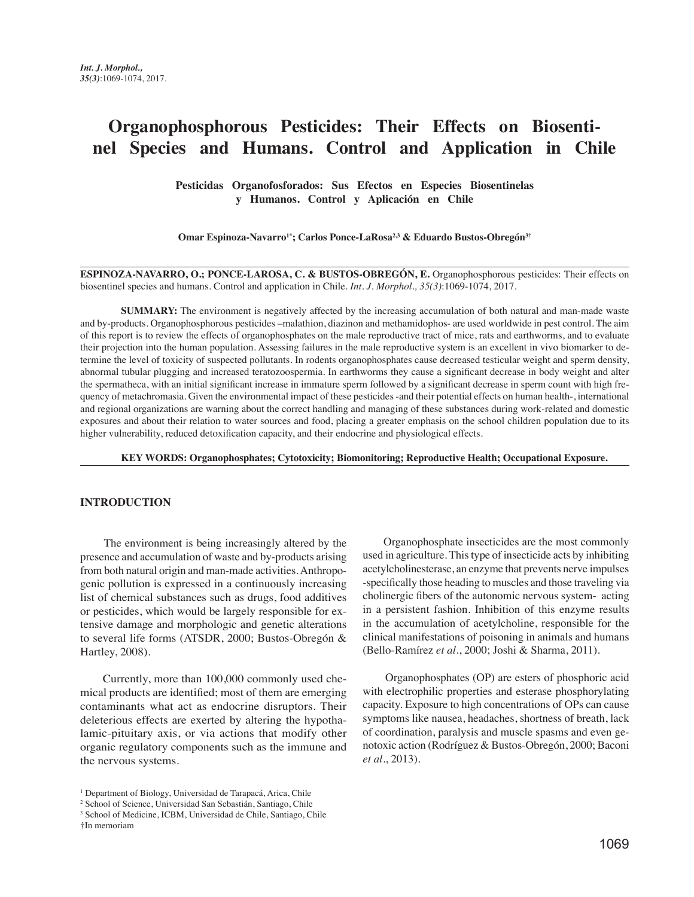# Organophosphorous Pesticides: Their Effects on Biosentinel Species and Humans. Control and Application in Chile

**Pesticidas Organofosforados: Sus Efectos en Especies Biosentinelas y Humanos. Control y Aplicación en Chile**

**Omar Espinoza-Navarro[1*]; Carlos Ponce-LaRosa[2,3] & Eduardo Bustos-Obregón[3†]**

---

**ESPINOZA-NAVARRO, O.; PONCE-LAROSA, C. & BUSTOS-OBREGÓN, E.** Organophosphorous pesticides: Their effects on biosentinel species and humans. Control and application in Chile. *Int. J. Morphol., 35(3)*:1069-1074, 2017.

**SUMMARY:** The environment is negatively affected by the increasing accumulation of both natural and man-made waste and by-products. Organophosphorous pesticides –malathion, diazinon and methamidophos- are used worldwide in pest control. The aim of this report is to review the effects of organophosphates on the male reproductive tract of mice, rats and earthworms, and to evaluate their projection into the human population. Assessing failures in the male reproductive system is an excellent in vivo biomarker to determine the level of toxicity of suspected pollutants. In rodents organophosphates cause decreased testicular weight and sperm density, abnormal tubular plugging and increased teratozoospermia. In earthworms they cause a significant decrease in body weight and alter the spermatheca, with an initial significant increase in immature sperm followed by a significant decrease in sperm count with high frequency of metachromasia. Given the environmental impact of these pesticides -and their potential effects on human health-, international and regional organizations are warning about the correct handling and managing of these substances during work-related and domestic exposures and about their relation to water sources and food, placing a greater emphasis on the school children population due to its higher vulnerability, reduced detoxification capacity, and their endocrine and physiological effects.

**KEY WORDS: Organophosphates; Cytotoxicity; Biomonitoring; Reproductive Health; Occupational Exposure.**

## INTRODUCTION

The environment is being increasingly altered by the presence and accumulation of waste and by-products arising from both natural origin and man-made activities. Anthropogenic pollution is expressed in a continuously increasing list of chemical substances such as drugs, food additives or pesticides, which would be largely responsible for extensive damage and morphologic and genetic alterations to several life forms (ATSDR, 2000; Bustos-Obregón & Hartley, 2008).

Currently, more than 100,000 commonly used chemical products are identified; most of them are emerging contaminants what act as endocrine disruptors. Their deleterious effects are exerted by altering the hypothalamic-pituitary axis, or via actions that modify other organic regulatory components such as the immune and the nervous systems.

Organophosphate insecticides are the most commonly used in agriculture. This type of insecticide acts by inhibiting acetylcholinesterase, an enzyme that prevents nerve impulses -specifically those heading to muscles and those traveling via cholinergic fibers of the autonomic nervous system- acting in a persistent fashion. Inhibition of this enzyme results in the accumulation of acetylcholine, responsible for the clinical manifestations of poisoning in animals and humans (Bello-Ramírez *et al*., 2000; Joshi & Sharma, 2011).

Organophosphates (OP) are esters of phosphoric acid with electrophilic properties and esterase phosphorylating capacity. Exposure to high concentrations of OPs can cause symptoms like nausea, headaches, shortness of breath, lack of coordination, paralysis and muscle spasms and even genotoxic action (Rodríguez & Bustos-Obregón, 2000; Baconi *et al*., 2013).

---

[1] Department of Biology, Universidad de Tarapacá, Arica, Chile
[2] School of Science, Universidad San Sebastián, Santiago, Chile
[3] School of Medicine, ICBM, Universidad de Chile, Santiago, Chile
†In memoriam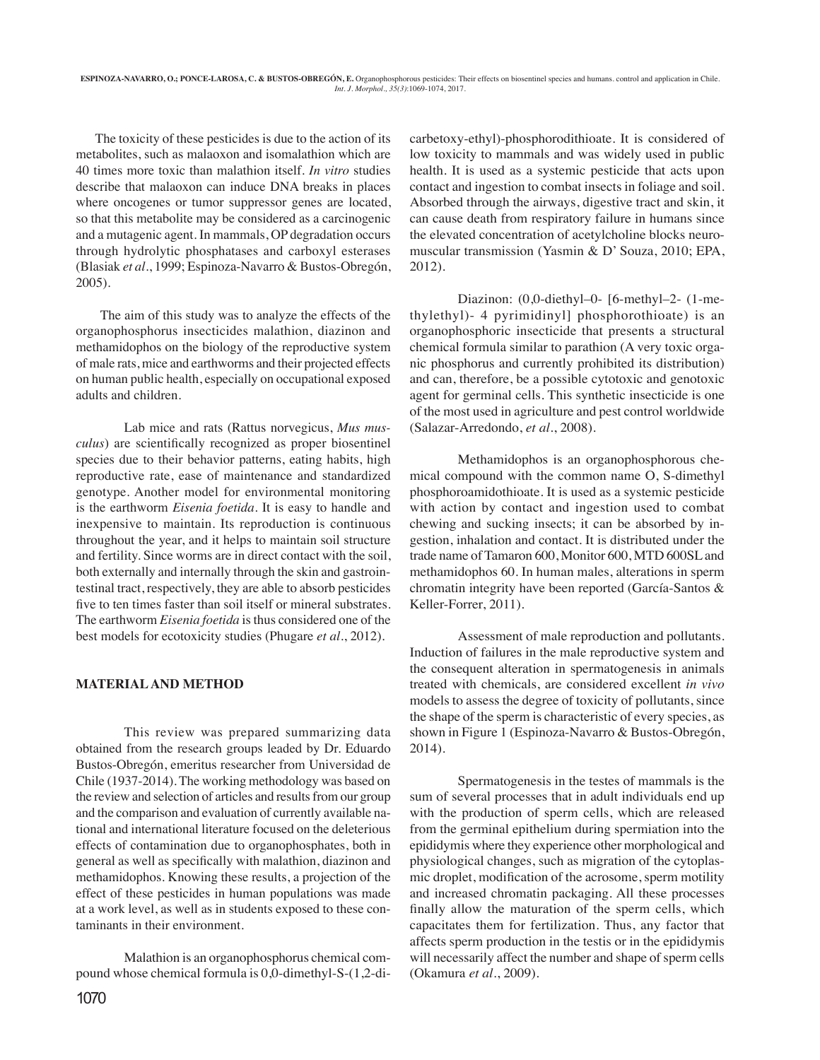The toxicity of these pesticides is due to the action of its metabolites, such as malaoxon and isomalathion which are 40 times more toxic than malathion itself. *In vitro* studies describe that malaoxon can induce DNA breaks in places where oncogenes or tumor suppressor genes are located, so that this metabolite may be considered as a carcinogenic and a mutagenic agent. In mammals, OP degradation occurs through hydrolytic phosphatases and carboxyl esterases (Blasiak *et al*., 1999; Espinoza-Navarro & Bustos-Obregón, 2005).

The aim of this study was to analyze the effects of the organophosphorus insecticides malathion, diazinon and methamidophos on the biology of the reproductive system of male rats, mice and earthworms and their projected effects on human public health, especially on occupational exposed adults and children.

Lab mice and rats (Rattus norvegicus, *Mus musculus*) are scientifically recognized as proper biosentinel species due to their behavior patterns, eating habits, high reproductive rate, ease of maintenance and standardized genotype. Another model for environmental monitoring is the earthworm *Eisenia foetida*. It is easy to handle and inexpensive to maintain. Its reproduction is continuous throughout the year, and it helps to maintain soil structure and fertility. Since worms are in direct contact with the soil, both externally and internally through the skin and gastrointestinal tract, respectively, they are able to absorb pesticides five to ten times faster than soil itself or mineral substrates. The earthworm *Eisenia foetida* is thus considered one of the best models for ecotoxicity studies (Phugare *et al*., 2012).

## MATERIAL AND METHOD

This review was prepared summarizing data obtained from the research groups leaded by Dr. Eduardo Bustos-Obregón, emeritus researcher from Universidad de Chile (1937-2014). The working methodology was based on the review and selection of articles and results from our group and the comparison and evaluation of currently available national and international literature focused on the deleterious effects of contamination due to organophosphates, both in general as well as specifically with malathion, diazinon and methamidophos. Knowing these results, a projection of the effect of these pesticides in human populations was made at a work level, as well as in students exposed to these contaminants in their environment.

Malathion is an organophosphorus chemical compound whose chemical formula is 0,0-dimethyl-S-(1,2-dicarbetoxy-ethyl)-phosphorodithioate. It is considered of low toxicity to mammals and was widely used in public health. It is used as a systemic pesticide that acts upon contact and ingestion to combat insects in foliage and soil. Absorbed through the airways, digestive tract and skin, it can cause death from respiratory failure in humans since the elevated concentration of acetylcholine blocks neuromuscular transmission (Yasmin & D' Souza, 2010; EPA, 2012).

Diazinon: (0,0-diethyl–0- [6-methyl–2- (1-methylethyl)- 4 pyrimidinyl] phosphorothioate) is an organophosphoric insecticide that presents a structural chemical formula similar to parathion (A very toxic organic phosphorus and currently prohibited its distribution) and can, therefore, be a possible cytotoxic and genotoxic agent for germinal cells. This synthetic insecticide is one of the most used in agriculture and pest control worldwide (Salazar-Arredondo, *et al*., 2008).

Methamidophos is an organophosphorous chemical compound with the common name O, S-dimethyl phosphoroamidothioate. It is used as a systemic pesticide with action by contact and ingestion used to combat chewing and sucking insects; it can be absorbed by ingestion, inhalation and contact. It is distributed under the trade name of Tamaron 600, Monitor 600, MTD 600SL and methamidophos 60. In human males, alterations in sperm chromatin integrity have been reported (García-Santos & Keller-Forrer, 2011).

Assessment of male reproduction and pollutants. Induction of failures in the male reproductive system and the consequent alteration in spermatogenesis in animals treated with chemicals, are considered excellent *in vivo* models to assess the degree of toxicity of pollutants, since the shape of the sperm is characteristic of every species, as shown in Figure 1 (Espinoza-Navarro & Bustos-Obregón, 2014).

Spermatogenesis in the testes of mammals is the sum of several processes that in adult individuals end up with the production of sperm cells, which are released from the germinal epithelium during spermiation into the epididymis where they experience other morphological and physiological changes, such as migration of the cytoplasmic droplet, modification of the acrosome, sperm motility and increased chromatin packaging. All these processes finally allow the maturation of the sperm cells, which capacitates them for fertilization. Thus, any factor that affects sperm production in the testis or in the epididymis will necessarily affect the number and shape of sperm cells (Okamura *et al*., 2009).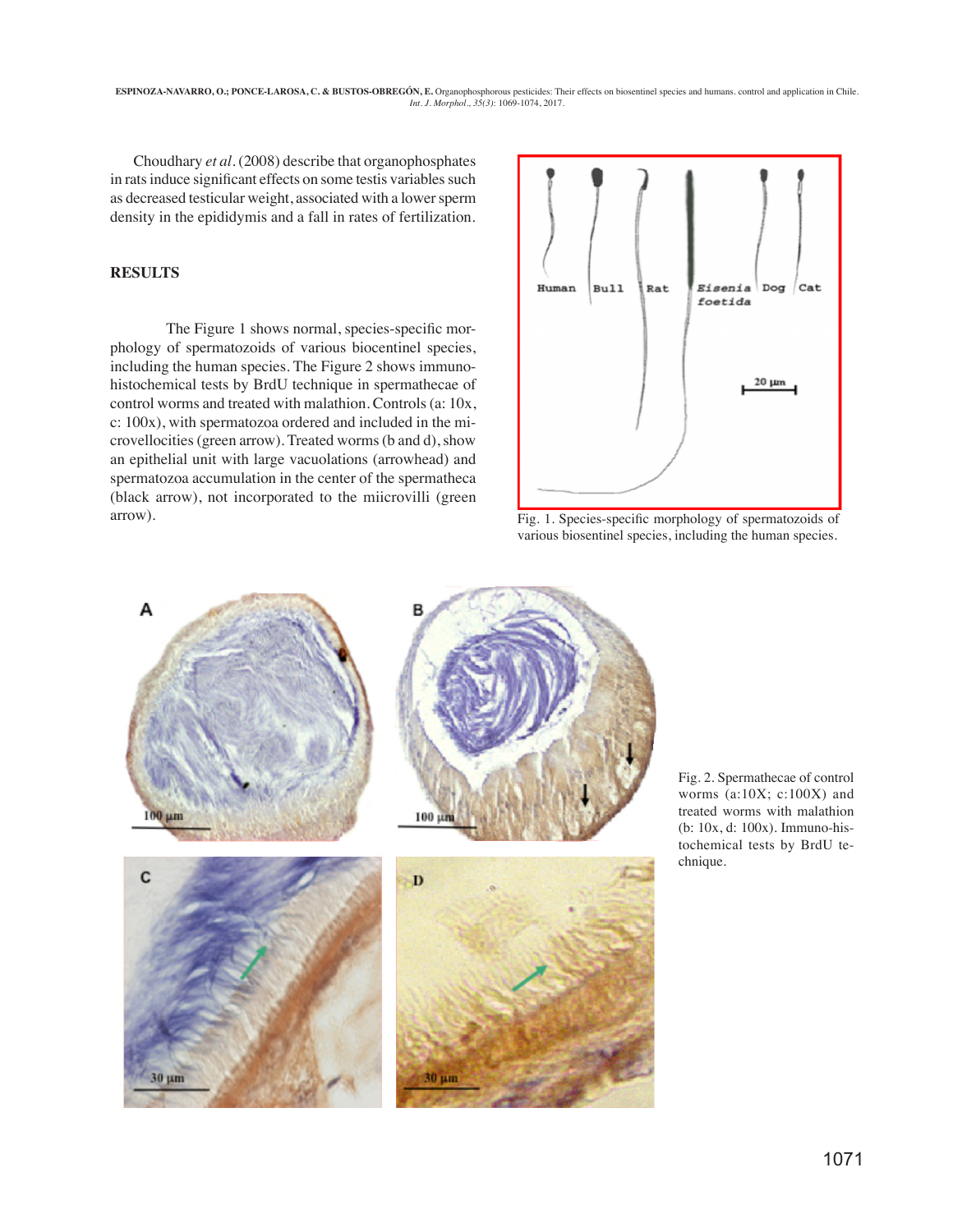Choudhary *et al*. (2008) describe that organophosphates in rats induce significant effects on some testis variables such as decreased testicular weight, associated with a lower sperm density in the epididymis and a fall in rates of fertilization.

## RESULTS

The Figure 1 shows normal, species-specific morphology of spermatozoids of various biocentinel species, including the human species. The Figure 2 shows immunohistochemical tests by BrdU technique in spermathecae of control worms and treated with malathion. Controls (a: 10x, c: 100x), with spermatozoa ordered and included in the microvellocities (green arrow). Treated worms (b and d), show an epithelial unit with large vacuolations (arrowhead) and spermatozoa accumulation in the center of the spermatheca (black arrow), not incorporated to the miicrovilli (green arrow).

Fig. 1. Species-specific morphology of spermatozoids of various biosentinel species, including the human species.

Fig. 2. Spermathecae of control worms (a:10X; c:100X) and treated worms with malathion (b: 10x, d: 100x). Immuno-histochemical tests by BrdU technique.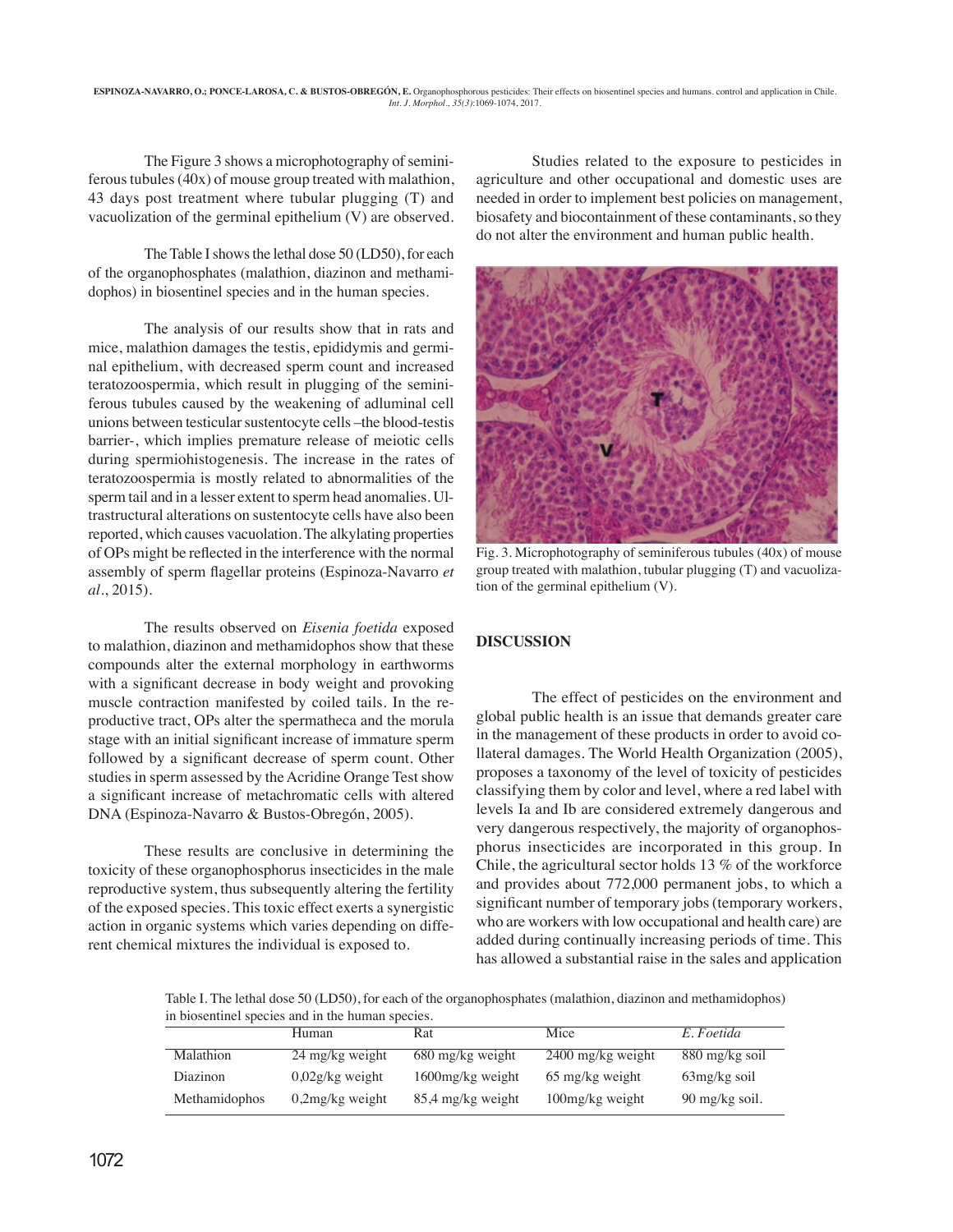The Figure 3 shows a microphotography of seminiferous tubules (40x) of mouse group treated with malathion, 43 days post treatment where tubular plugging (T) and vacuolization of the germinal epithelium (V) are observed.

The Table I shows the lethal dose 50 (LD50), for each of the organophosphates (malathion, diazinon and methamidophos) in biosentinel species and in the human species.

The analysis of our results show that in rats and mice, malathion damages the testis, epididymis and germinal epithelium, with decreased sperm count and increased teratozoospermia, which result in plugging of the seminiferous tubules caused by the weakening of adluminal cell unions between testicular sustentocyte cells –the blood-testis barrier-, which implies premature release of meiotic cells during spermiohistogenesis. The increase in the rates of teratozoospermia is mostly related to abnormalities of the sperm tail and in a lesser extent to sperm head anomalies. Ultrastructural alterations on sustentocyte cells have also been reported, which causes vacuolation. The alkylating properties of OPs might be reflected in the interference with the normal assembly of sperm flagellar proteins (Espinoza-Navarro *et al*., 2015).

The results observed on *Eisenia foetida* exposed to malathion, diazinon and methamidophos show that these compounds alter the external morphology in earthworms with a significant decrease in body weight and provoking muscle contraction manifested by coiled tails. In the reproductive tract, OPs alter the spermatheca and the morula stage with an initial significant increase of immature sperm followed by a significant decrease of sperm count. Other studies in sperm assessed by the Acridine Orange Test show a significant increase of metachromatic cells with altered DNA (Espinoza-Navarro & Bustos-Obregón, 2005).

These results are conclusive in determining the toxicity of these organophosphorus insecticides in the male reproductive system, thus subsequently altering the fertility of the exposed species. This toxic effect exerts a synergistic action in organic systems which varies depending on different chemical mixtures the individual is exposed to.

Studies related to the exposure to pesticides in agriculture and other occupational and domestic uses are needed in order to implement best policies on management, biosafety and biocontainment of these contaminants, so they do not alter the environment and human public health.

Fig. 3. Microphotography of seminiferous tubules (40x) of mouse group treated with malathion, tubular plugging (T) and vacuolization of the germinal epithelium (V).

## DISCUSSION

The effect of pesticides on the environment and global public health is an issue that demands greater care in the management of these products in order to avoid collateral damages. The World Health Organization (2005), proposes a taxonomy of the level of toxicity of pesticides classifying them by color and level, where a red label with levels Ia and Ib are considered extremely dangerous and very dangerous respectively, the majority of organophosphorus insecticides are incorporated in this group. In Chile, the agricultural sector holds 13 % of the workforce and provides about 772,000 permanent jobs, to which a significant number of temporary jobs (temporary workers, who are workers with low occupational and health care) are added during continually increasing periods of time. This has allowed a substantial raise in the sales and application

Table I. The lethal dose 50 (LD50), for each of the organophosphates (malathion, diazinon and methamidophos) in biosentinel species and in the human species.

| | Human | Rat | Mice | *E. Foetida* |
|---|---|---|---|---|
| Malathion | 24 mg/kg weight | 680 mg/kg weight | 2400 mg/kg weight | 880 mg/kg soil |
| Diazinon | 0,02g/kg weight | 1600mg/kg weight | 65 mg/kg weight | 63mg/kg soil |
| Methamidophos | 0,2mg/kg weight | 85,4 mg/kg weight | 100mg/kg weight | 90 mg/kg soil. |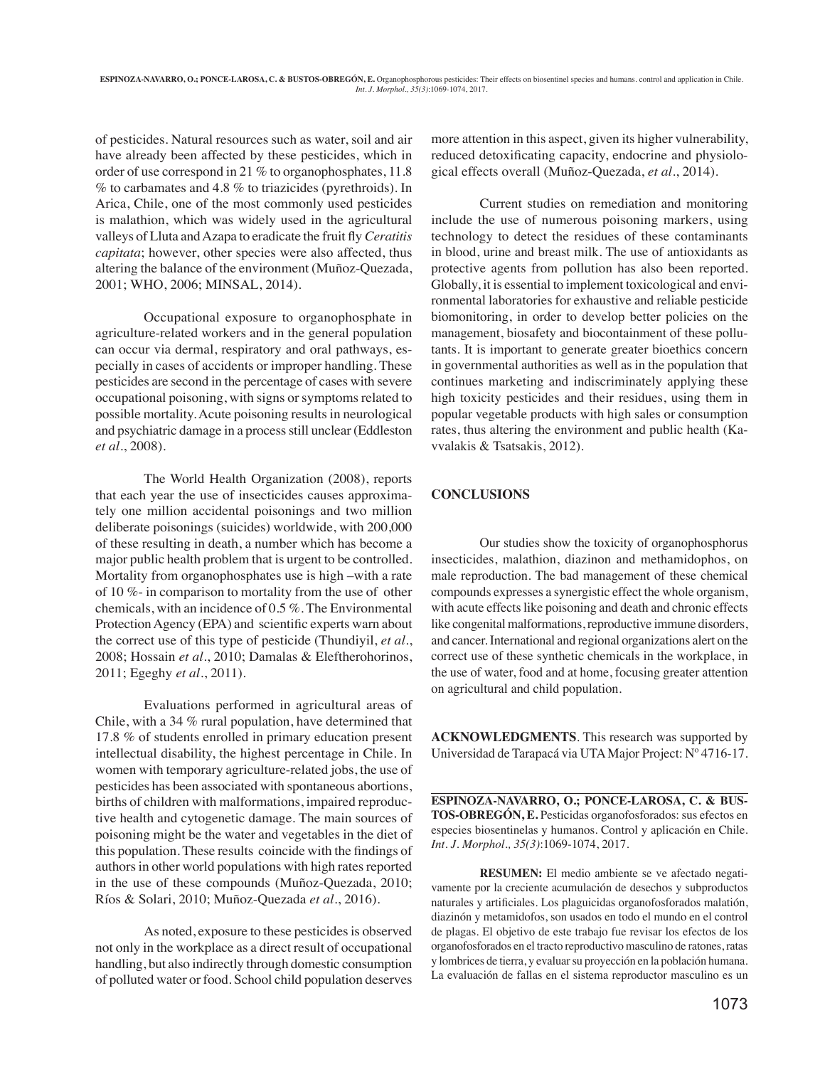of pesticides. Natural resources such as water, soil and air have already been affected by these pesticides, which in order of use correspond in 21 % to organophosphates, 11.8 % to carbamates and 4.8 % to triazicides (pyrethroids). In Arica, Chile, one of the most commonly used pesticides is malathion, which was widely used in the agricultural valleys of Lluta and Azapa to eradicate the fruit fly *Ceratitis capitata*; however, other species were also affected, thus altering the balance of the environment (Muñoz-Quezada, 2001; WHO, 2006; MINSAL, 2014).

Occupational exposure to organophosphate in agriculture-related workers and in the general population can occur via dermal, respiratory and oral pathways, especially in cases of accidents or improper handling. These pesticides are second in the percentage of cases with severe occupational poisoning, with signs or symptoms related to possible mortality. Acute poisoning results in neurological and psychiatric damage in a process still unclear (Eddleston *et al*., 2008).

The World Health Organization (2008), reports that each year the use of insecticides causes approximately one million accidental poisonings and two million deliberate poisonings (suicides) worldwide, with 200,000 of these resulting in death, a number which has become a major public health problem that is urgent to be controlled. Mortality from organophosphates use is high –with a rate of 10 %- in comparison to mortality from the use of other chemicals, with an incidence of 0.5 %. The Environmental Protection Agency (EPA) and scientific experts warn about the correct use of this type of pesticide (Thundiyil, *et al*., 2008; Hossain *et al*., 2010; Damalas & Eleftherohorinos, 2011; Egeghy *et al*., 2011).

Evaluations performed in agricultural areas of Chile, with a 34 % rural population, have determined that 17.8 % of students enrolled in primary education present intellectual disability, the highest percentage in Chile. In women with temporary agriculture-related jobs, the use of pesticides has been associated with spontaneous abortions, births of children with malformations, impaired reproductive health and cytogenetic damage. The main sources of poisoning might be the water and vegetables in the diet of this population. These results coincide with the findings of authors in other world populations with high rates reported in the use of these compounds (Muñoz-Quezada, 2010; Ríos & Solari, 2010; Muñoz-Quezada *et al*., 2016).

As noted, exposure to these pesticides is observed not only in the workplace as a direct result of occupational handling, but also indirectly through domestic consumption of polluted water or food. School child population deserves more attention in this aspect, given its higher vulnerability, reduced detoxificating capacity, endocrine and physiological effects overall (Muñoz-Quezada, *et al*., 2014).

Current studies on remediation and monitoring include the use of numerous poisoning markers, using technology to detect the residues of these contaminants in blood, urine and breast milk. The use of antioxidants as protective agents from pollution has also been reported. Globally, it is essential to implement toxicological and environmental laboratories for exhaustive and reliable pesticide biomonitoring, in order to develop better policies on the management, biosafety and biocontainment of these pollutants. It is important to generate greater bioethics concern in governmental authorities as well as in the population that continues marketing and indiscriminately applying these high toxicity pesticides and their residues, using them in popular vegetable products with high sales or consumption rates, thus altering the environment and public health (Kavvalakis & Tsatsakis, 2012).

## CONCLUSIONS

Our studies show the toxicity of organophosphorus insecticides, malathion, diazinon and methamidophos, on male reproduction. The bad management of these chemical compounds expresses a synergistic effect the whole organism, with acute effects like poisoning and death and chronic effects like congenital malformations, reproductive immune disorders, and cancer. International and regional organizations alert on the correct use of these synthetic chemicals in the workplace, in the use of water, food and at home, focusing greater attention on agricultural and child population.

**ACKNOWLEDGMENTS**. This research was supported by Universidad de Tarapacá via UTA Major Project: Nº 4716-17.

---

**ESPINOZA-NAVARRO, O.; PONCE-LAROSA, C. & BUSTOS-OBREGÓN, E.** Pesticidas organofosforados: sus efectos en especies biosentinelas y humanos. Control y aplicación en Chile. *Int. J. Morphol., 35(3)*:1069-1074, 2017.

**RESUMEN:** El medio ambiente se ve afectado negativamente por la creciente acumulación de desechos y subproductos naturales y artificiales. Los plaguicidas organofosforados malatión, diazinón y metamidofos, son usados en todo el mundo en el control de plagas. El objetivo de este trabajo fue revisar los efectos de los organofosforados en el tracto reproductivo masculino de ratones, ratas y lombrices de tierra, y evaluar su proyección en la población humana. La evaluación de fallas en el sistema reproductor masculino es un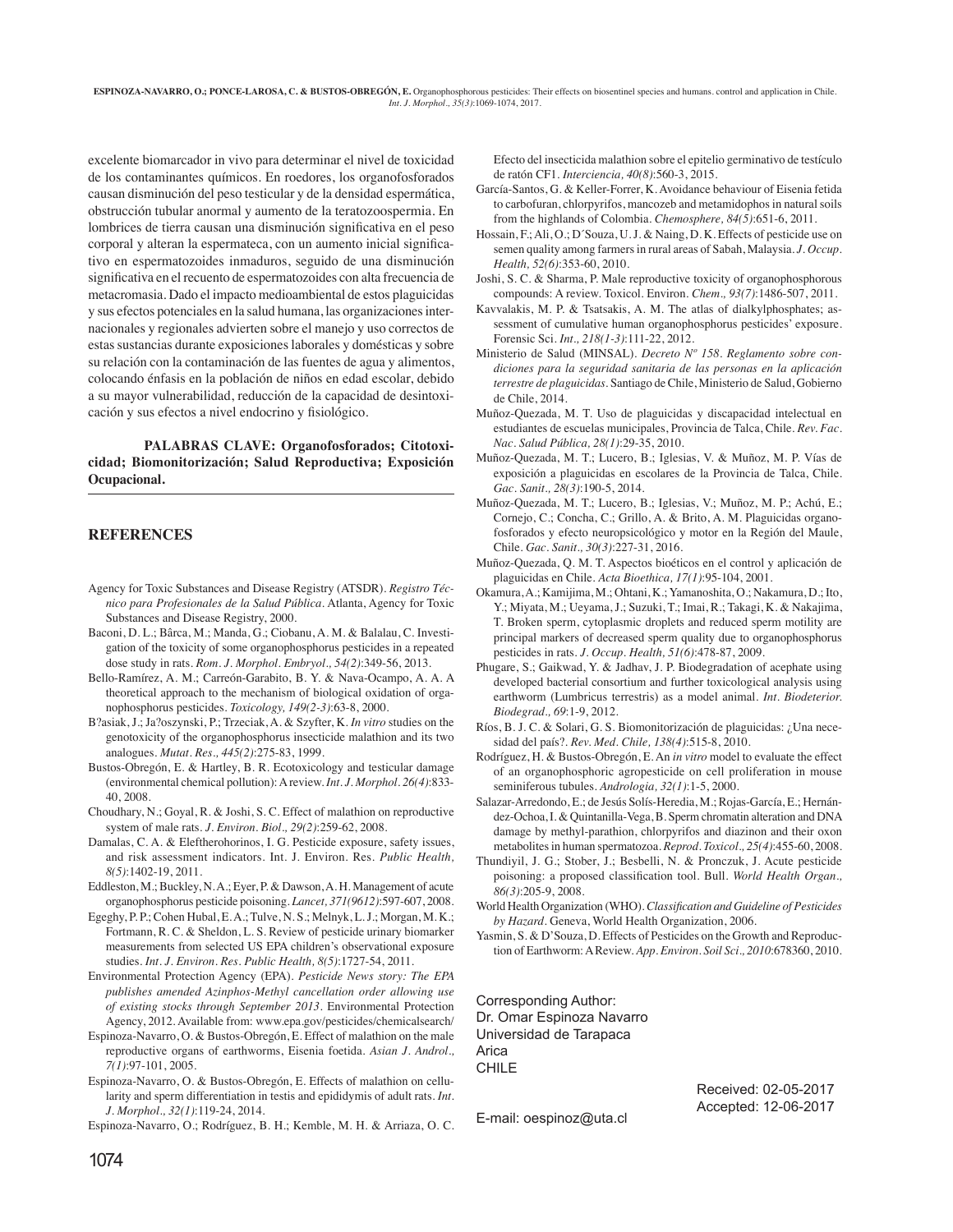excelente biomarcador in vivo para determinar el nivel de toxicidad de los contaminantes químicos. En roedores, los organofosforados causan disminución del peso testicular y de la densidad espermática, obstrucción tubular anormal y aumento de la teratozoospermia. En lombrices de tierra causan una disminución significativa en el peso corporal y alteran la espermateca, con un aumento inicial significativo en espermatozoides inmaduros, seguido de una disminución significativa en el recuento de espermatozoides con alta frecuencia de metacromasia. Dado el impacto medioambiental de estos plaguicidas y sus efectos potenciales en la salud humana, las organizaciones internacionales y regionales advierten sobre el manejo y uso correctos de estas sustancias durante exposiciones laborales y domésticas y sobre su relación con la contaminación de las fuentes de agua y alimentos, colocando énfasis en la población de niños en edad escolar, debido a su mayor vulnerabilidad, reducción de la capacidad de desintoxicación y sus efectos a nivel endocrino y fisiológico.

**PALABRAS CLAVE: Organofosforados; Citotoxicidad; Biomonitorización; Salud Reproductiva; Exposición Ocupacional.**

## REFERENCES

Agency for Toxic Substances and Disease Registry (ATSDR). *Registro Técnico para Profesionales de la Salud Pública*. Atlanta, Agency for Toxic Substances and Disease Registry, 2000.

Baconi, D. L.; Bârca, M.; Manda, G.; Ciobanu, A. M. & Balalau, C. Investigation of the toxicity of some organophosphorus pesticides in a repeated dose study in rats. *Rom. J. Morphol. Embryol., 54(2)*:349-56, 2013.

Bello-Ramírez, A. M.; Carreón-Garabito, B. Y. & Nava-Ocampo, A. A. A theoretical approach to the mechanism of biological oxidation of organophosphorus pesticides. *Toxicology, 149(2-3)*:63-8, 2000.

B?asiak, J.; Ja?oszynski, P.; Trzeciak, A. & Szyfter, K. *In vitro* studies on the genotoxicity of the organophosphorus insecticide malathion and its two analogues. *Mutat. Res., 445(2)*:275-83, 1999.

Bustos-Obregón, E. & Hartley, B. R. Ecotoxicology and testicular damage (environmental chemical pollution): A review. *Int. J. Morphol. 26(4)*:833-40, 2008.

Choudhary, N.; Goyal, R. & Joshi, S. C. Effect of malathion on reproductive system of male rats. *J. Environ. Biol., 29(2)*:259-62, 2008.

Damalas, C. A. & Eleftherohorinos, I. G. Pesticide exposure, safety issues, and risk assessment indicators. Int. J. Environ. Res. *Public Health, 8(5)*:1402-19, 2011.

Eddleston, M.; Buckley, N. A.; Eyer, P. & Dawson, A. H. Management of acute organophosphorus pesticide poisoning. *Lancet, 371(9612)*:597-607, 2008.

Egeghy, P. P.; Cohen Hubal, E. A.; Tulve, N. S.; Melnyk, L. J.; Morgan, M. K.; Fortmann, R. C. & Sheldon, L. S. Review of pesticide urinary biomarker measurements from selected US EPA children's observational exposure studies. *Int. J. Environ. Res. Public Health, 8(5)*:1727-54, 2011.

Environmental Protection Agency (EPA). *Pesticide News story: The EPA publishes amended Azinphos-Methyl cancellation order allowing use of existing stocks through September 2013*. Environmental Protection Agency, 2012. Available from: www.epa.gov/pesticides/chemicalsearch/

Espinoza-Navarro, O. & Bustos-Obregón, E. Effect of malathion on the male reproductive organs of earthworms, Eisenia foetida. *Asian J. Androl., 7(1)*:97-101, 2005.

Espinoza-Navarro, O. & Bustos-Obregón, E. Effects of malathion on cellularity and sperm differentiation in testis and epididymis of adult rats. *Int. J. Morphol., 32(1)*:119-24, 2014.

Espinoza-Navarro, O.; Rodríguez, B. H.; Kemble, M. H. & Arriaza, O. C. Efecto del insecticida malathion sobre el epitelio germinativo de testículo de ratón CF1. *Interciencia, 40(8)*:560-3, 2015.

García-Santos, G. & Keller-Forrer, K. Avoidance behaviour of Eisenia fetida to carbofuran, chlorpyrifos, mancozeb and metamidophos in natural soils from the highlands of Colombia. *Chemosphere, 84(5)*:651-6, 2011.

Hossain, F.; Ali, O.; D´Souza, U. J. & Naing, D. K. Effects of pesticide use on semen quality among farmers in rural areas of Sabah, Malaysia. *J. Occup. Health, 52(6)*:353-60, 2010.

Joshi, S. C. & Sharma, P. Male reproductive toxicity of organophosphorous compounds: A review. Toxicol. Environ. *Chem., 93(7)*:1486-507, 2011.

Kavvalakis, M. P. & Tsatsakis, A. M. The atlas of dialkylphosphates; assessment of cumulative human organophosphorus pesticides' exposure. Forensic Sci. *Int., 218(1-3)*:111-22, 2012.

Ministerio de Salud (MINSAL). *Decreto Nº 158. Reglamento sobre condiciones para la seguridad sanitaria de las personas en la aplicación terrestre de plaguicidas*. Santiago de Chile, Ministerio de Salud, Gobierno de Chile, 2014.

Muñoz-Quezada, M. T. Uso de plaguicidas y discapacidad intelectual en estudiantes de escuelas municipales, Provincia de Talca, Chile. *Rev. Fac. Nac. Salud Pública, 28(1)*:29-35, 2010.

Muñoz-Quezada, M. T.; Lucero, B.; Iglesias, V. & Muñoz, M. P. Vías de exposición a plaguicidas en escolares de la Provincia de Talca, Chile. *Gac. Sanit., 28(3)*:190-5, 2014.

Muñoz-Quezada, M. T.; Lucero, B.; Iglesias, V.; Muñoz, M. P.; Achú, E.; Cornejo, C.; Concha, C.; Grillo, A. & Brito, A. M. Plaguicidas organofosforados y efecto neuropsicológico y motor en la Región del Maule, Chile. *Gac. Sanit., 30(3)*:227-31, 2016.

Muñoz-Quezada, Q. M. T. Aspectos bioéticos en el control y aplicación de plaguicidas en Chile. *Acta Bioethica, 17(1)*:95-104, 2001.

Okamura, A.; Kamijima, M.; Ohtani, K.; Yamanoshita, O.; Nakamura, D.; Ito, Y.; Miyata, M.; Ueyama, J.; Suzuki, T.; Imai, R.; Takagi, K. & Nakajima, T. Broken sperm, cytoplasmic droplets and reduced sperm motility are principal markers of decreased sperm quality due to organophosphorus pesticides in rats. *J. Occup. Health, 51(6)*:478-87, 2009.

Phugare, S.; Gaikwad, Y. & Jadhav, J. P. Biodegradation of acephate using developed bacterial consortium and further toxicological analysis using earthworm (Lumbricus terrestris) as a model animal. *Int. Biodeterior. Biodegrad., 69*:1-9, 2012.

Ríos, B. J. C. & Solari, G. S. Biomonitorización de plaguicidas: ¿Una necesidad del país?. *Rev. Med. Chile, 138(4)*:515-8, 2010.

Rodríguez, H. & Bustos-Obregón, E. An *in vitro* model to evaluate the effect of an organophosphoric agropesticide on cell proliferation in mouse seminiferous tubules. *Andrologia, 32(1)*:1-5, 2000.

Salazar-Arredondo, E.; de Jesús Solís-Heredia, M.; Rojas-García, E.; Hernández-Ochoa, I. & Quintanilla-Vega, B. Sperm chromatin alteration and DNA damage by methyl-parathion, chlorpyrifos and diazinon and their oxon metabolites in human spermatozoa. *Reprod. Toxicol., 25(4)*:455-60, 2008.

Thundiyil, J. G.; Stober, J.; Besbelli, N. & Pronczuk, J. Acute pesticide poisoning: a proposed classification tool. Bull. *World Health Organ., 86(3)*:205-9, 2008.

World Health Organization (WHO). *Classification and Guideline of Pesticides by Hazard*. Geneva, World Health Organization, 2006.

Yasmin, S. & D'Souza, D. Effects of Pesticides on the Growth and Reproduction of Earthworm: A Review. *App. Environ. Soil Sci., 2010*:678360, 2010.

Corresponding Author:
Dr. Omar Espinoza Navarro
Universidad de Tarapaca
Arica
CHILE

E-mail: oespinoz@uta.cl

Received: 02-05-2017
Accepted: 12-06-2017